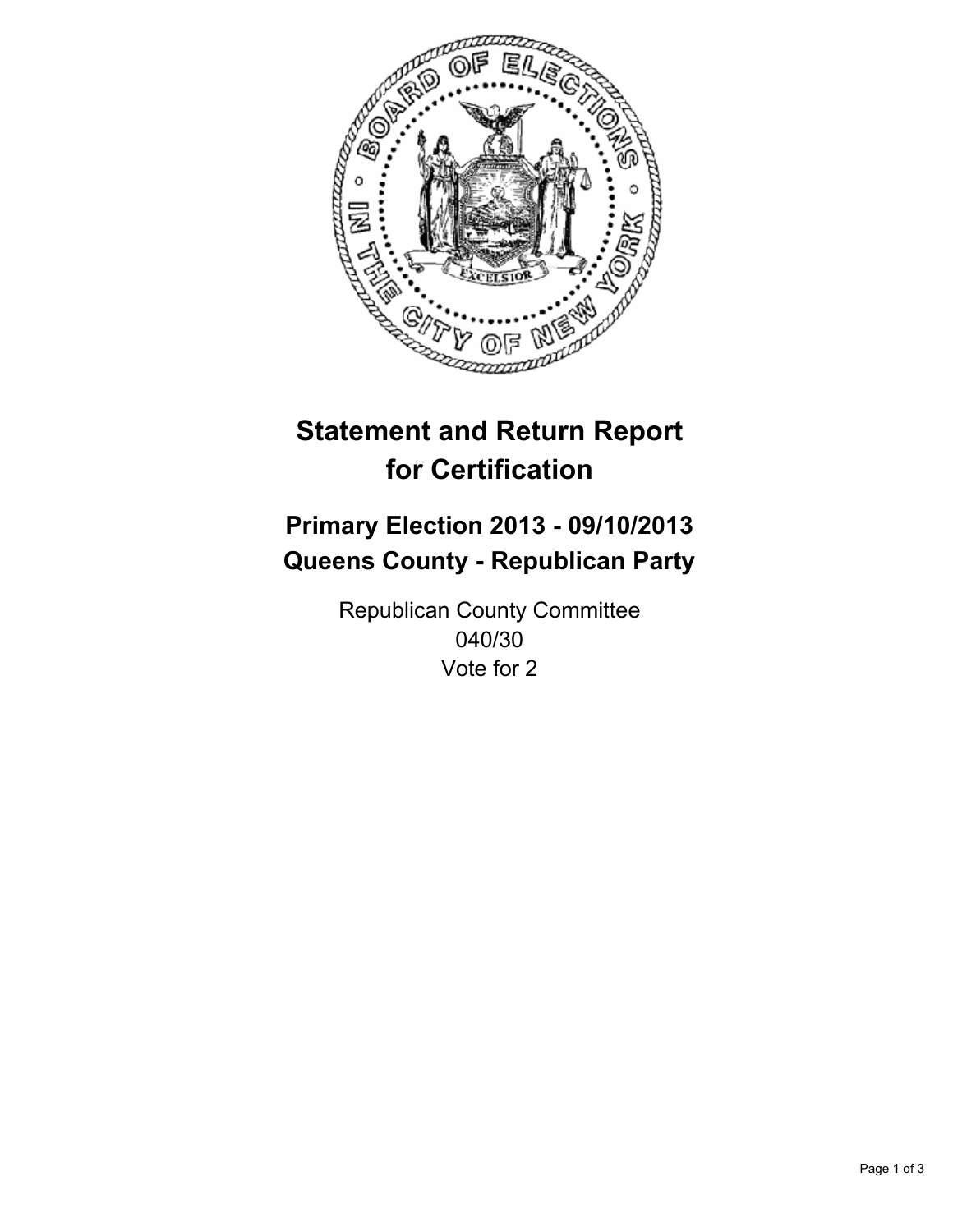# Statement and Return Report for Certification

## Primary Election 2013 - 09/10/2013
## Queens County - Republican Party

Republican County Committee
040/30
Vote for 2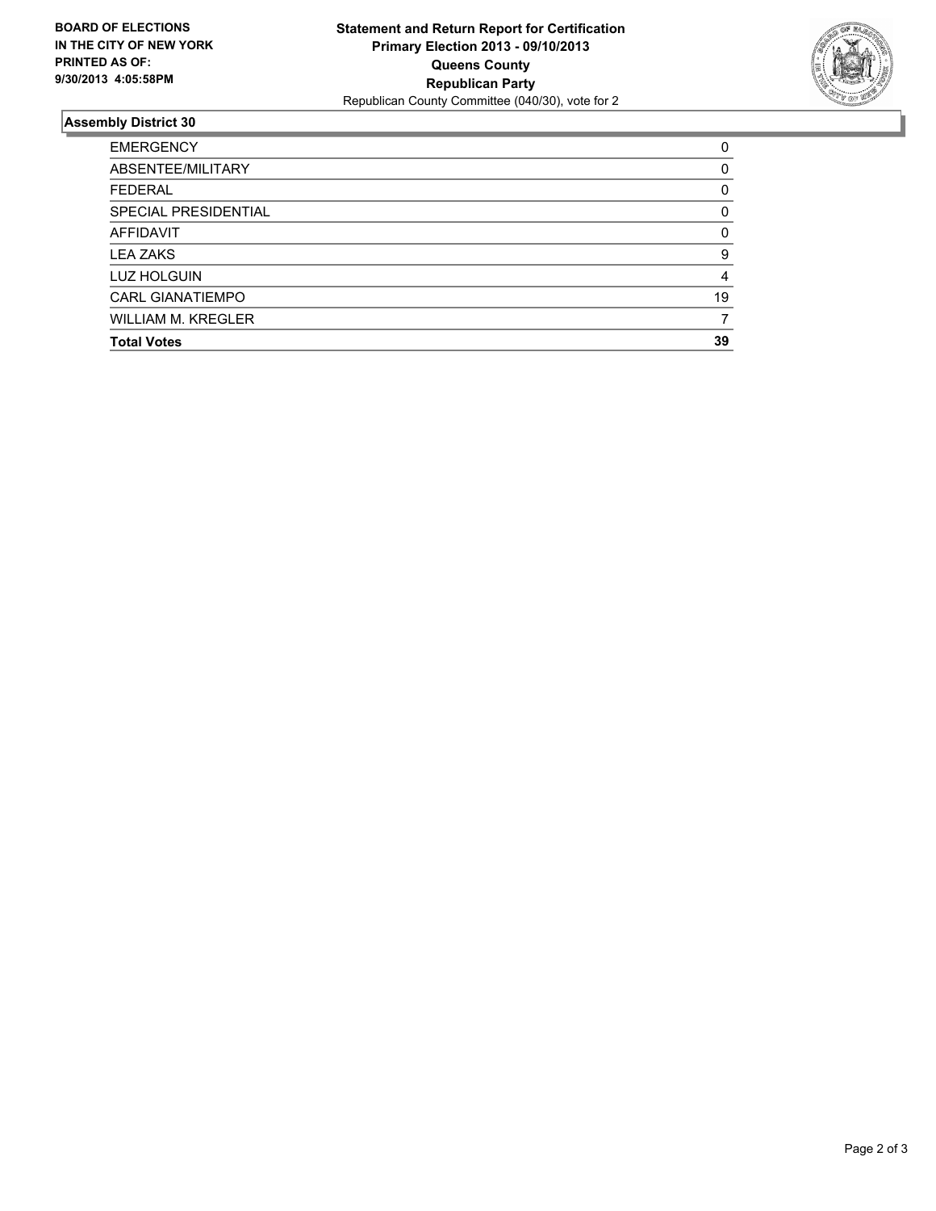**BOARD OF ELECTIONS IN THE CITY OF NEW YORK PRINTED AS OF: 9/30/2013 4:05:58PM**

**Statement and Return Report for Certification**
**Primary Election 2013 - 09/10/2013**
**Queens County**
**Republican Party**
Republican County Committee (040/30), vote for 2

## Assembly District 30

| | |
|---|---|
| EMERGENCY | 0 |
| ABSENTEE/MILITARY | 0 |
| FEDERAL | 0 |
| SPECIAL PRESIDENTIAL | 0 |
| AFFIDAVIT | 0 |
| LEA ZAKS | 9 |
| LUZ HOLGUIN | 4 |
| CARL GIANATIEMPO | 19 |
| WILLIAM M. KREGLER | 7 |
| **Total Votes** | **39** |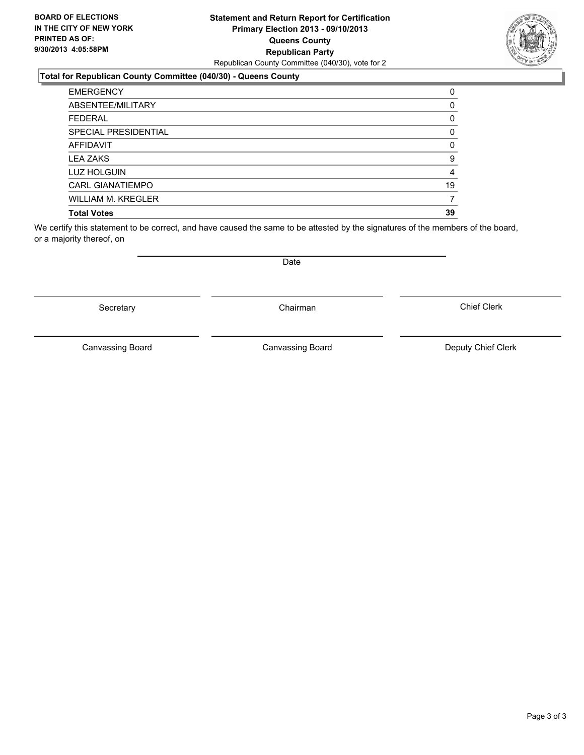**BOARD OF ELECTIONS IN THE CITY OF NEW YORK PRINTED AS OF: 9/30/2013 4:05:58PM**

**Statement and Return Report for Certification**
**Primary Election 2013 - 09/10/2013**
**Queens County**
**Republican Party**
Republican County Committee (040/30), vote for 2

### Total for Republican County Committee (040/30) - Queens County

| | |
|---|---|
| EMERGENCY | 0 |
| ABSENTEE/MILITARY | 0 |
| FEDERAL | 0 |
| SPECIAL PRESIDENTIAL | 0 |
| AFFIDAVIT | 0 |
| LEA ZAKS | 9 |
| LUZ HOLGUIN | 4 |
| CARL GIANATIEMPO | 19 |
| WILLIAM M. KREGLER | 7 |
| **Total Votes** | **39** |

We certify this statement to be correct, and have caused the same to be attested by the signatures of the members of the board, or a majority thereof, on

Date

Secretary | Chairman | Chief Clerk

Canvassing Board | Canvassing Board | Deputy Chief Clerk